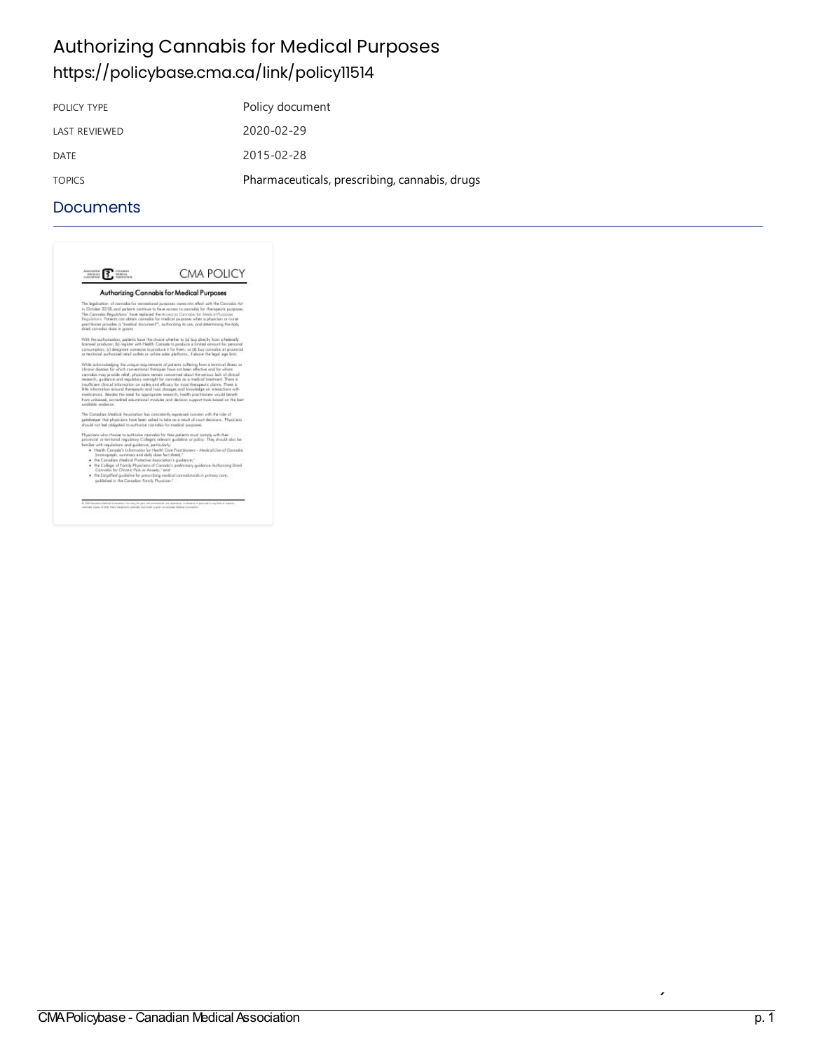# Authorizing Cannabis for Medical Purposes

https://policybase.cma.ca/link/policy11514

| POLICY TYPE | Policy document |
| --- | --- |
| LAST REVIEWED | 2020-02-29 |
| DATE | 2015-02-28 |
| TOPICS | Pharmaceuticals, prescribing, cannabis, drugs |

## Documents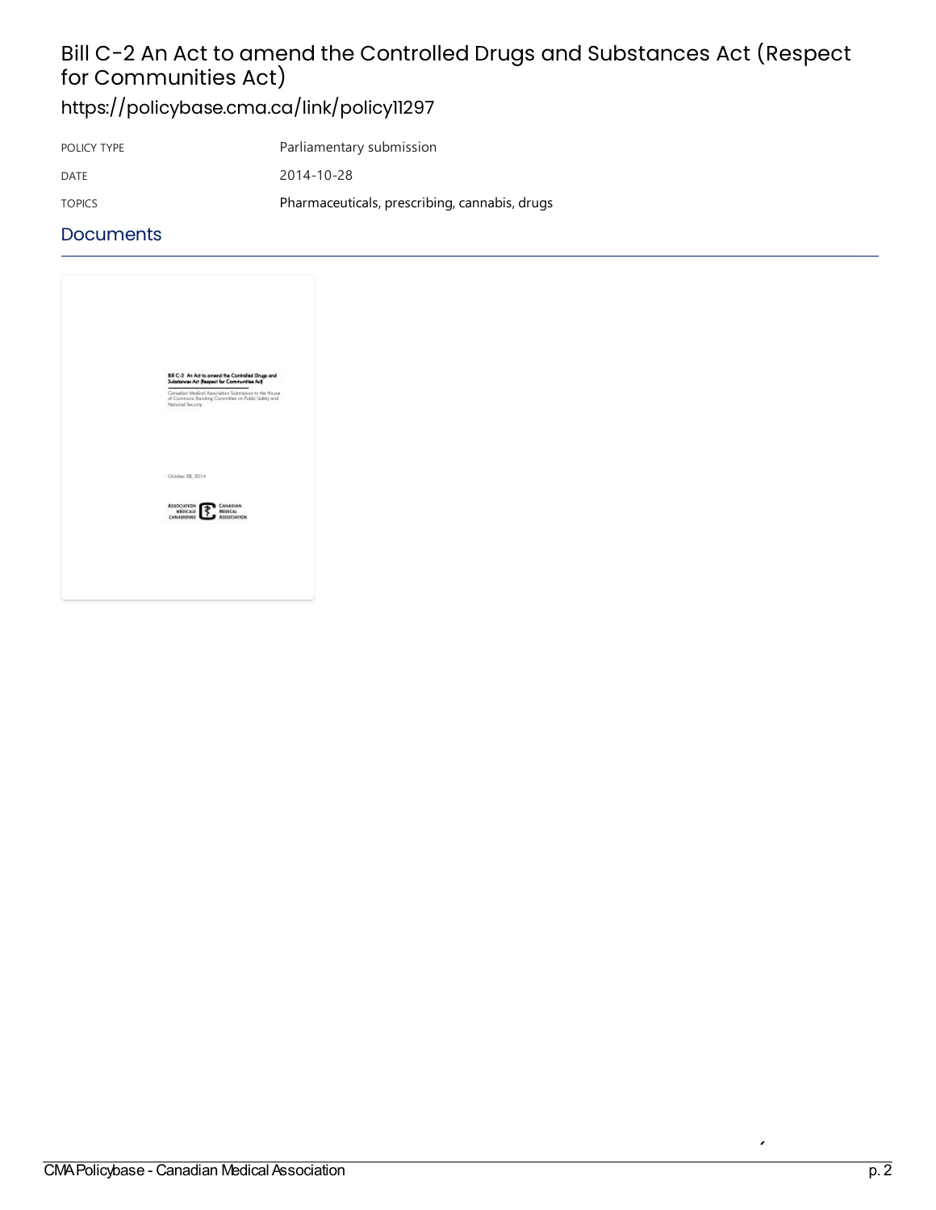# Bill C-2 An Act to amend the Controlled Drugs and Substances Act (Respect for Communities Act)

## https://policybase.cma.ca/link/policy11297

| | |
|---|---|
| POLICY TYPE | Parliamentary submission |
| DATE | 2014-10-28 |
| TOPICS | Pharmaceuticals, prescribing, cannabis, drugs |

## Documents

**Bill C-2 An Act to amend the Controlled Drugs and Substances Act (Respect for Communities Act)**

Canadian Medical Association Submission to the House of Commons Standing Committee on Public Safety and National Security

October 28, 2014

ASSOCIATION MÉDICALE CANADIENNE CANADIAN MEDICAL ASSOCIATION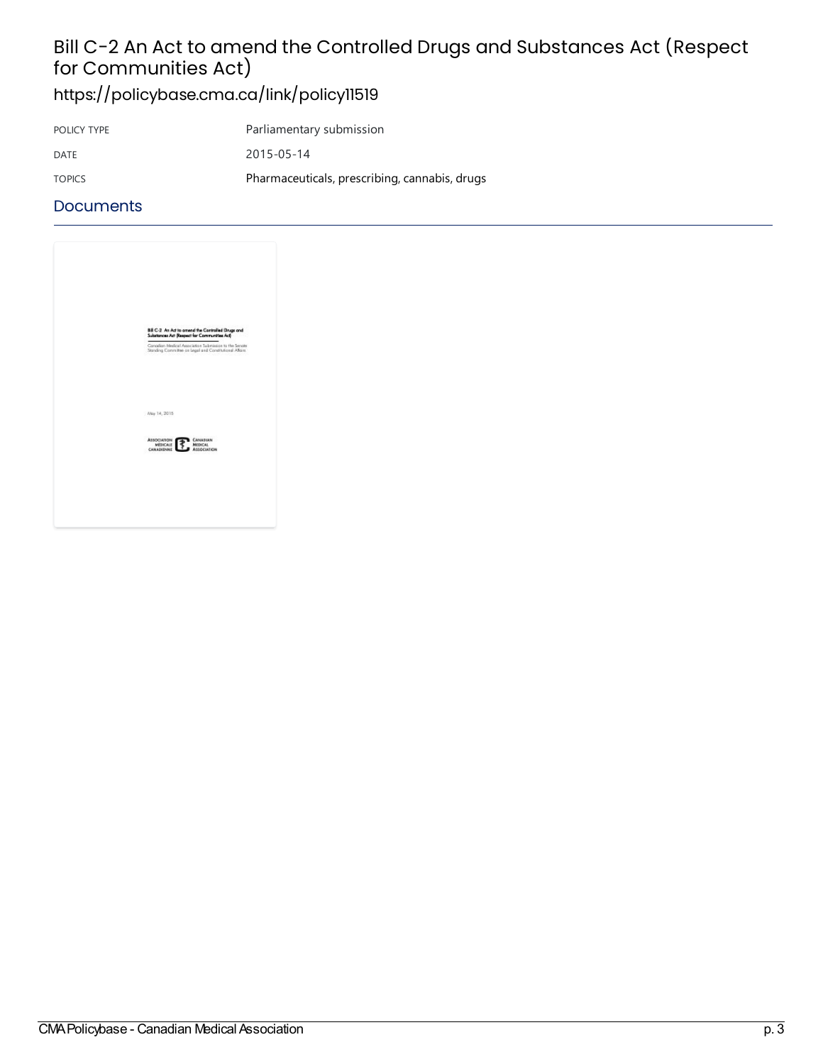# Bill C-2 An Act to amend the Controlled Drugs and Substances Act (Respect for Communities Act)

## https://policybase.cma.ca/link/policy11519

| | |
|---|---|
| POLICY TYPE | Parliamentary submission |
| DATE | 2015-05-14 |
| TOPICS | Pharmaceuticals, prescribing, cannabis, drugs |

## Documents

Bill C-2 An Act to amend the Controlled Drugs and Substances Act (Respect for Communities Act)

Canadian Medical Association Submission to the Senate Standing Committee on Legal and Constitutional Affairs

May 14, 2015

Association Médicale Canadienne / Canadian Medical Association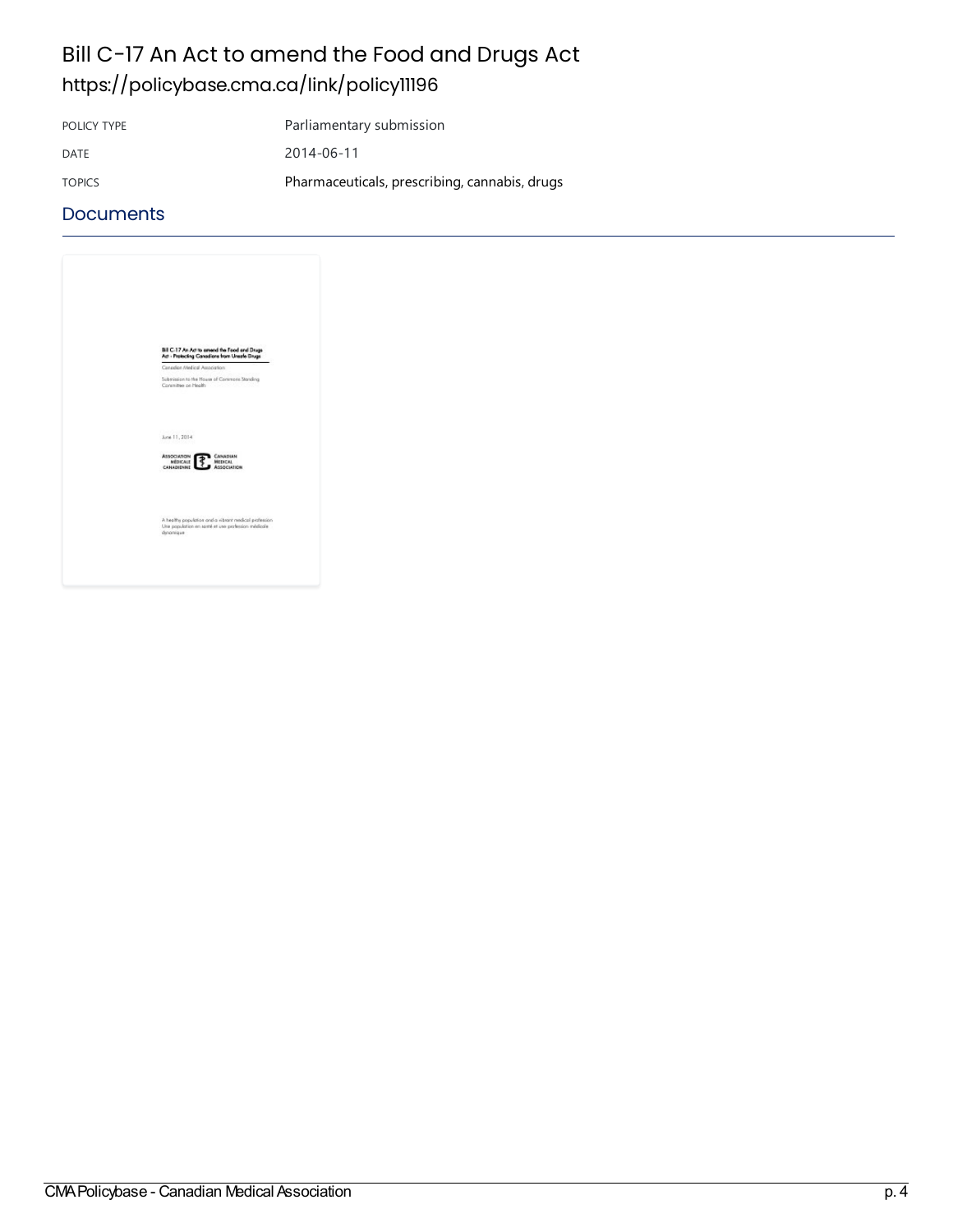# Bill C-17 An Act to amend the Food and Drugs Act
https://policybase.cma.ca/link/policy11196

| | |
|---|---|
| POLICY TYPE | Parliamentary submission |
| DATE | 2014-06-11 |
| TOPICS | Pharmaceuticals, prescribing, cannabis, drugs |

## Documents

Bill C-17 An Act to amend the Food and Drugs Act - Protecting Canadians from Unsafe Drugs

Canadian Medical Association

Submission to the House of Commons Standing Committee on Health

June 11, 2014

ASSOCIATION MÉDICALE CANADIENNE CANADIAN MEDICAL ASSOCIATION

A healthy population and a vibrant medical profession
Une population en santé et une profession médicale dynamique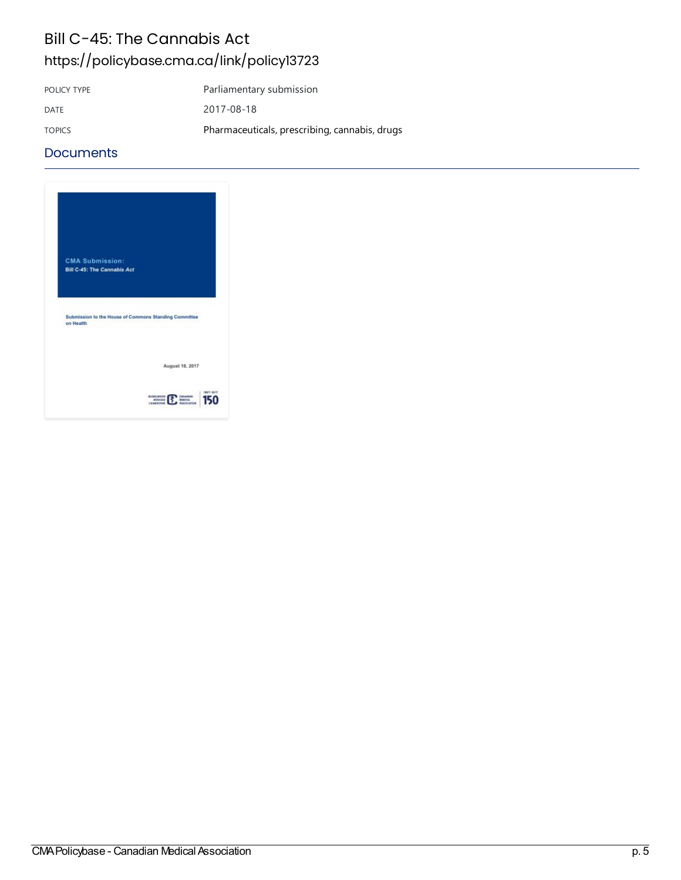# Bill C-45: The Cannabis Act

https://policybase.cma.ca/link/policy13723

| | |
|---|---|
| POLICY TYPE | Parliamentary submission |
| DATE | 2017-08-18 |
| TOPICS | Pharmaceuticals, prescribing, cannabis, drugs |

## Documents

CMA Submission:
Bill C-45: The *Cannabis Act*

Submission to the House of Commons Standing Committee on Health

August 18, 2017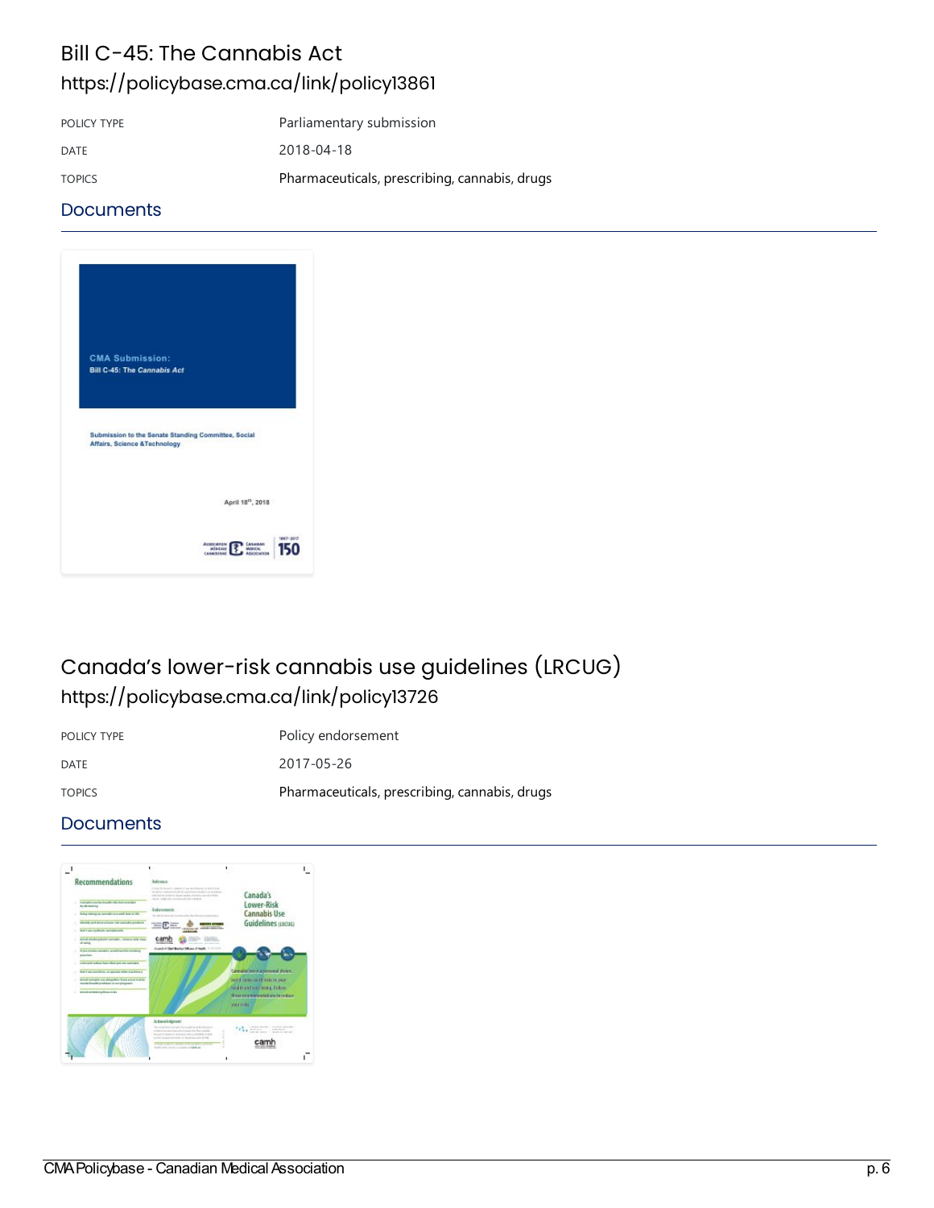# Bill C-45: The Cannabis Act

https://policybase.cma.ca/link/policy13861

| POLICY TYPE | Parliamentary submission |
|---|---|
| DATE | 2018-04-18 |
| TOPICS | Pharmaceuticals, prescribing, cannabis, drugs |

## Documents

# Canada's lower-risk cannabis use guidelines (LRCUG)

https://policybase.cma.ca/link/policy13726

| POLICY TYPE | Policy endorsement |
|---|---|
| DATE | 2017-05-26 |
| TOPICS | Pharmaceuticals, prescribing, cannabis, drugs |

## Documents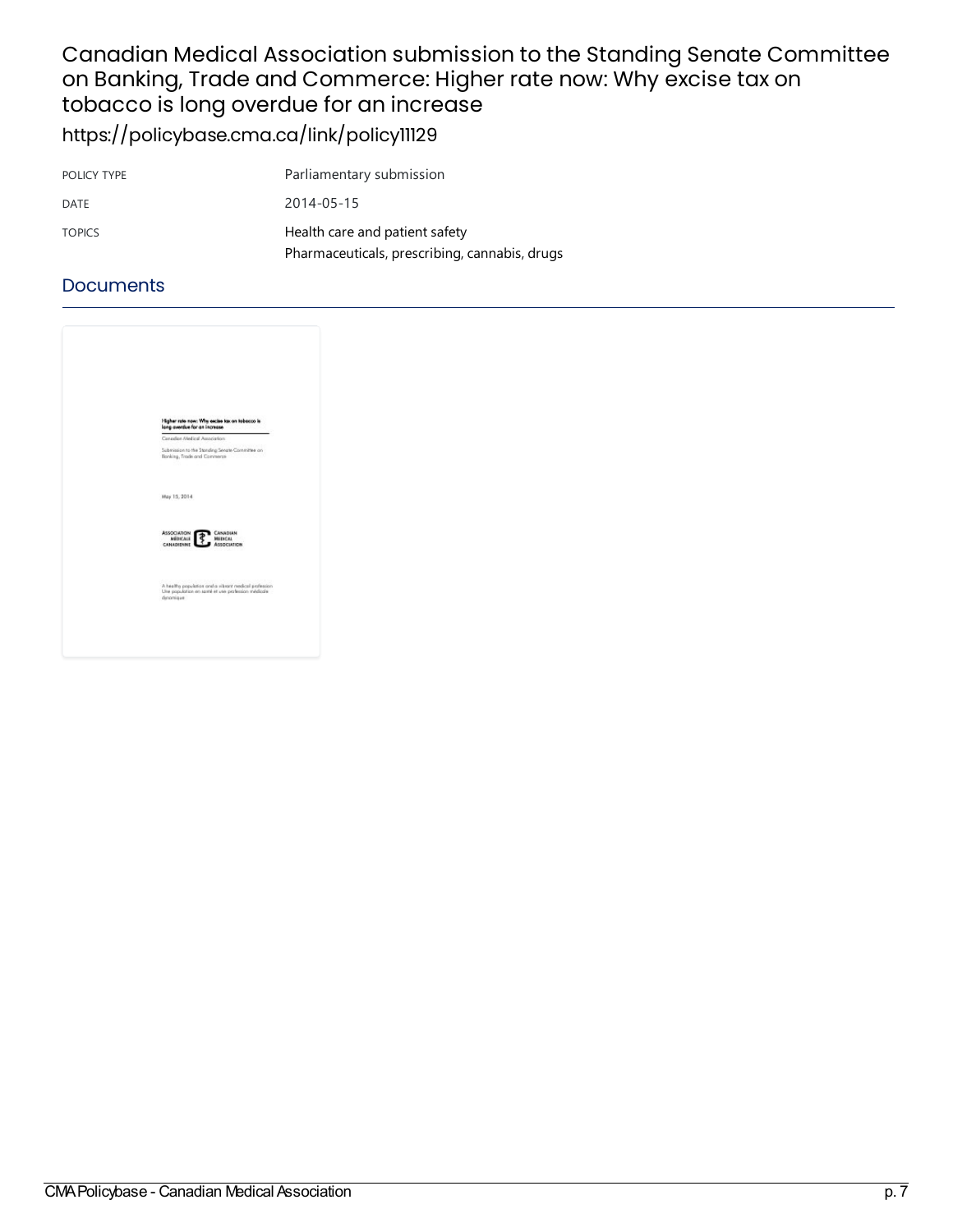# Canadian Medical Association submission to the Standing Senate Committee on Banking, Trade and Commerce: Higher rate now: Why excise tax on tobacco is long overdue for an increase

https://policybase.cma.ca/link/policy11129

| | |
|---|---|
| POLICY TYPE | Parliamentary submission |
| DATE | 2014-05-15 |
| TOPICS | Health care and patient safety<br>Pharmaceuticals, prescribing, cannabis, drugs |

## Documents

Higher rate now: Why excise tax on tobacco is long overdue for an increase

Canadian Medical Association

Submission to the Standing Senate Committee on Banking, Trade and Commerce

May 15, 2014

ASSOCIATION MÉDICALE CANADIENNE | CANADIAN MEDICAL ASSOCIATION

A healthy population and a vibrant medical profession
Une population en santé et une profession médicale dynamique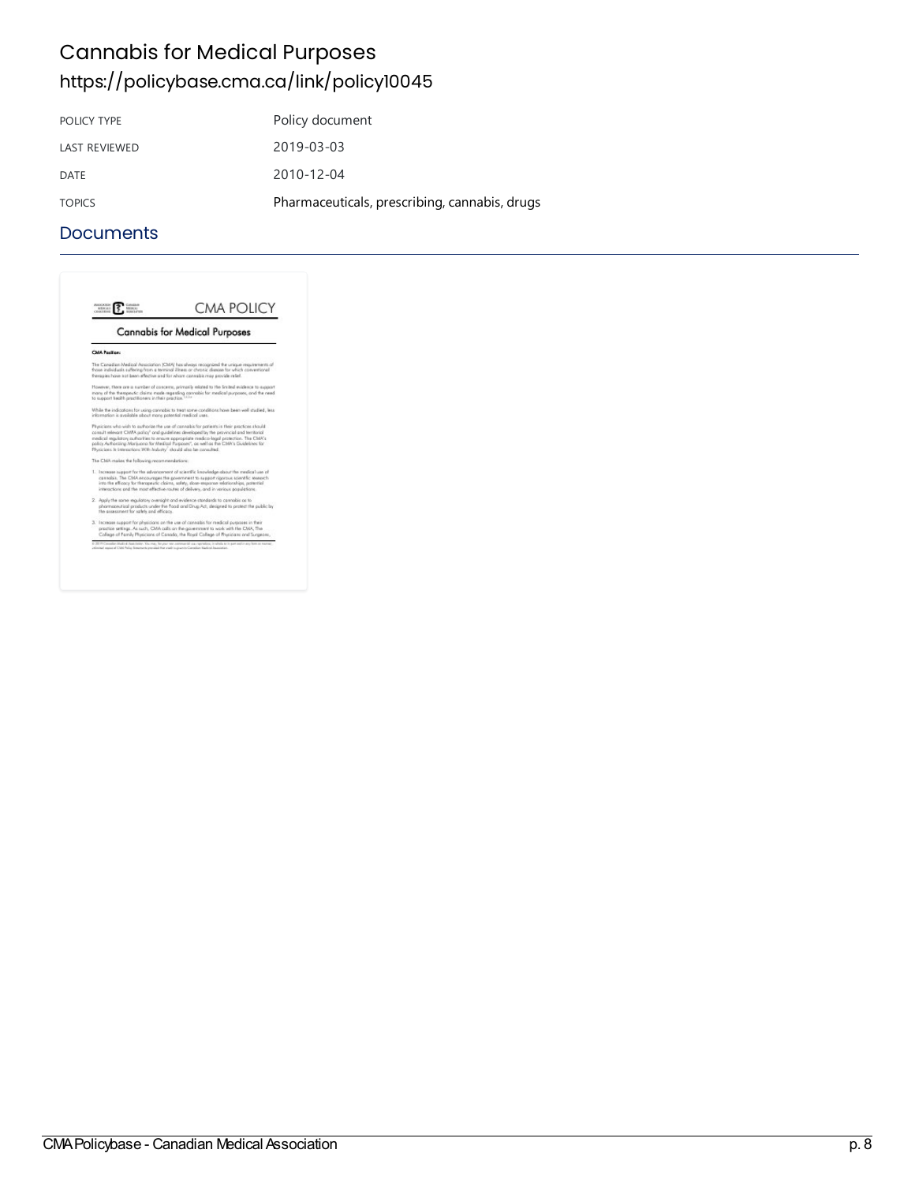# Cannabis for Medical Purposes

https://policybase.cma.ca/link/policy10045

| POLICY TYPE | Policy document |
|---|---|
| LAST REVIEWED | 2019-03-03 |
| DATE | 2010-12-04 |
| TOPICS | Pharmaceuticals, prescribing, cannabis, drugs |

## Documents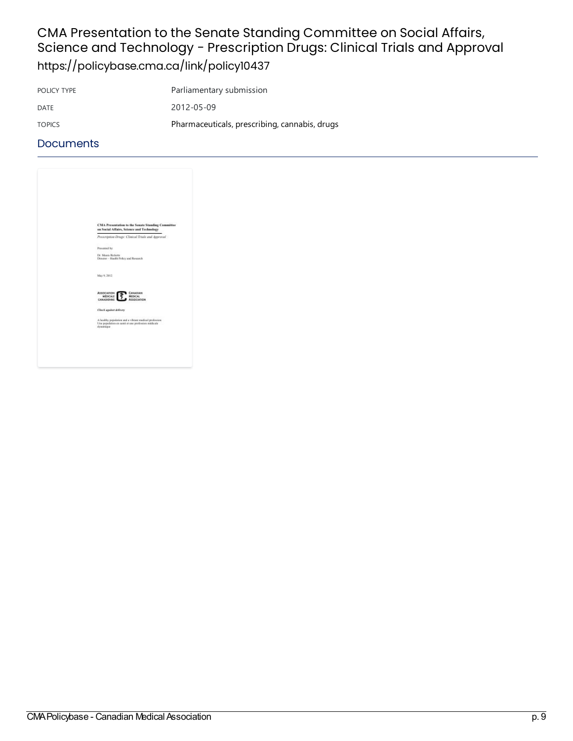# CMA Presentation to the Senate Standing Committee on Social Affairs, Science and Technology - Prescription Drugs: Clinical Trials and Approval

https://policybase.cma.ca/link/policy10437

| | |
|---|---|
| POLICY TYPE | Parliamentary submission |
| DATE | 2012-05-09 |
| TOPICS | Pharmaceuticals, prescribing, cannabis, drugs |

## Documents

**CMA Presentation to the Senate Standing Committee on Social Affairs, Science and Technology**

*Prescription Drugs: Clinical Trials and Approval*

Presented by:

Dr. Maura Ricketts
Director – Health Policy and Research

May 9, 2012

ASSOCIATION MÉDICALE CANADIENNE | CANADIAN MEDICAL ASSOCIATION

***Check against delivery***

A healthy population and a vibrant medical profession
Une population en santé et une profession médicale dynamique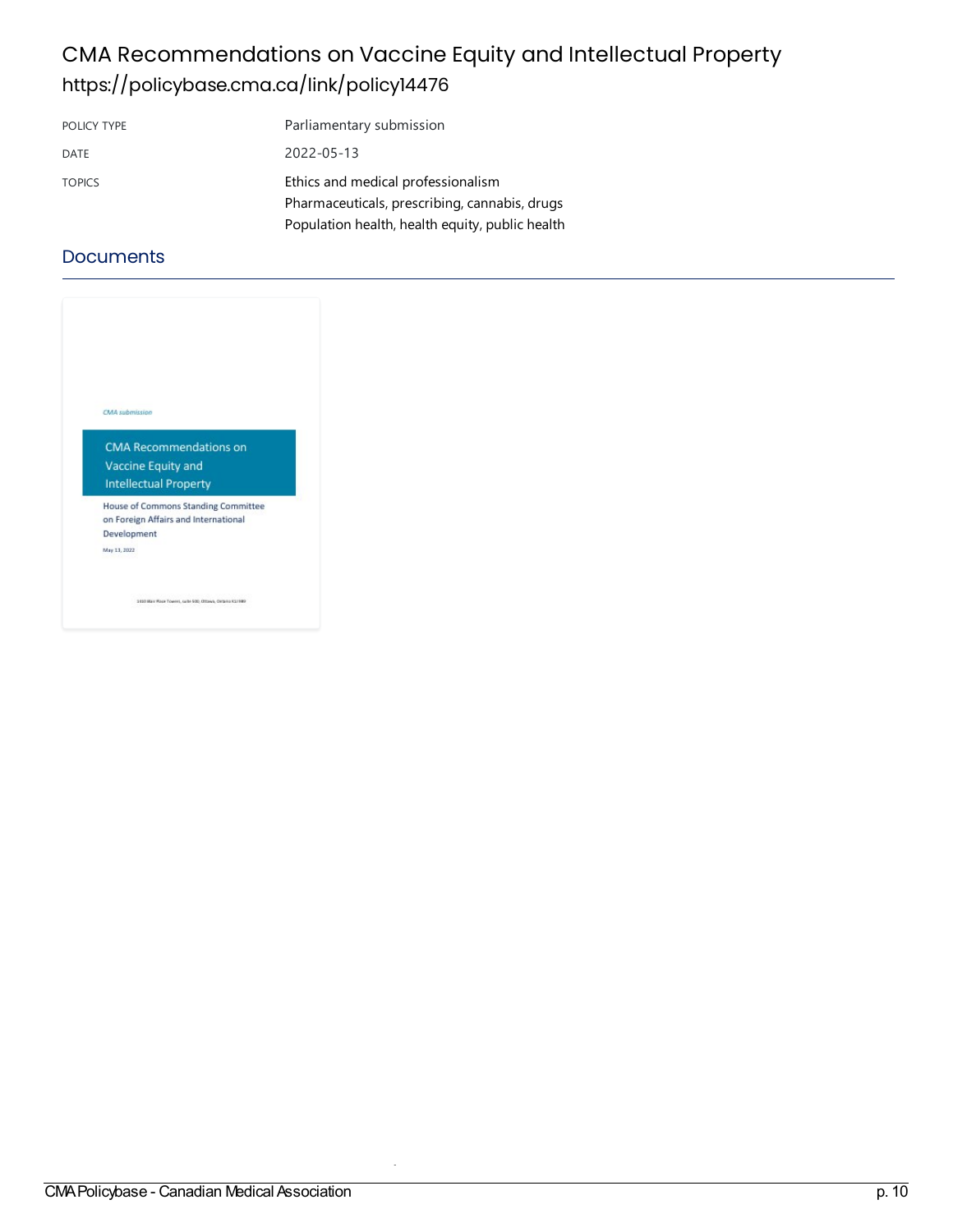# CMA Recommendations on Vaccine Equity and Intellectual Property

https://policybase.cma.ca/link/policy14476

| | |
|---|---|
| POLICY TYPE | Parliamentary submission |
| DATE | 2022-05-13 |
| TOPICS | Ethics and medical professionalism<br>Pharmaceuticals, prescribing, cannabis, drugs<br>Population health, health equity, public health |

## Documents

*CMA submission*

**CMA Recommendations on Vaccine Equity and Intellectual Property**

House of Commons Standing Committee on Foreign Affairs and International Development

May 13, 2022

1410 Blair Place Towers, suite 500, Ottawa, Ontario K1J 9B9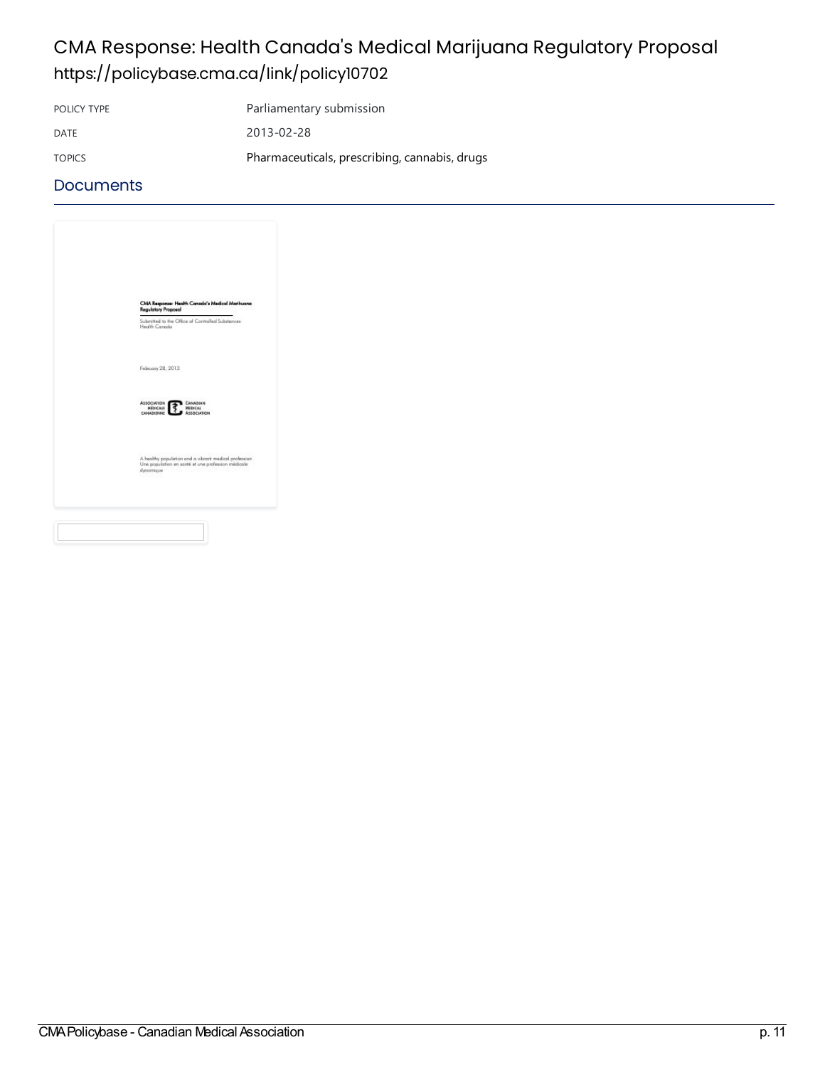# CMA Response: Health Canada's Medical Marijuana Regulatory Proposal

https://policybase.cma.ca/link/policy10702

| | |
|---|---|
| POLICY TYPE | Parliamentary submission |
| DATE | 2013-02-28 |
| TOPICS | Pharmaceuticals, prescribing, cannabis, drugs |

## Documents

CMA Response: Health Canada's Medical Marijuana Regulatory Proposal

Submitted to the Office of Controlled Substances Health Canada

February 28, 2013

ASSOCIATION MÉDICALE CANADIENNE CANADIAN MEDICAL ASSOCIATION

A healthy population and a vibrant medical profession
Une population en santé et une profession médicale dynamique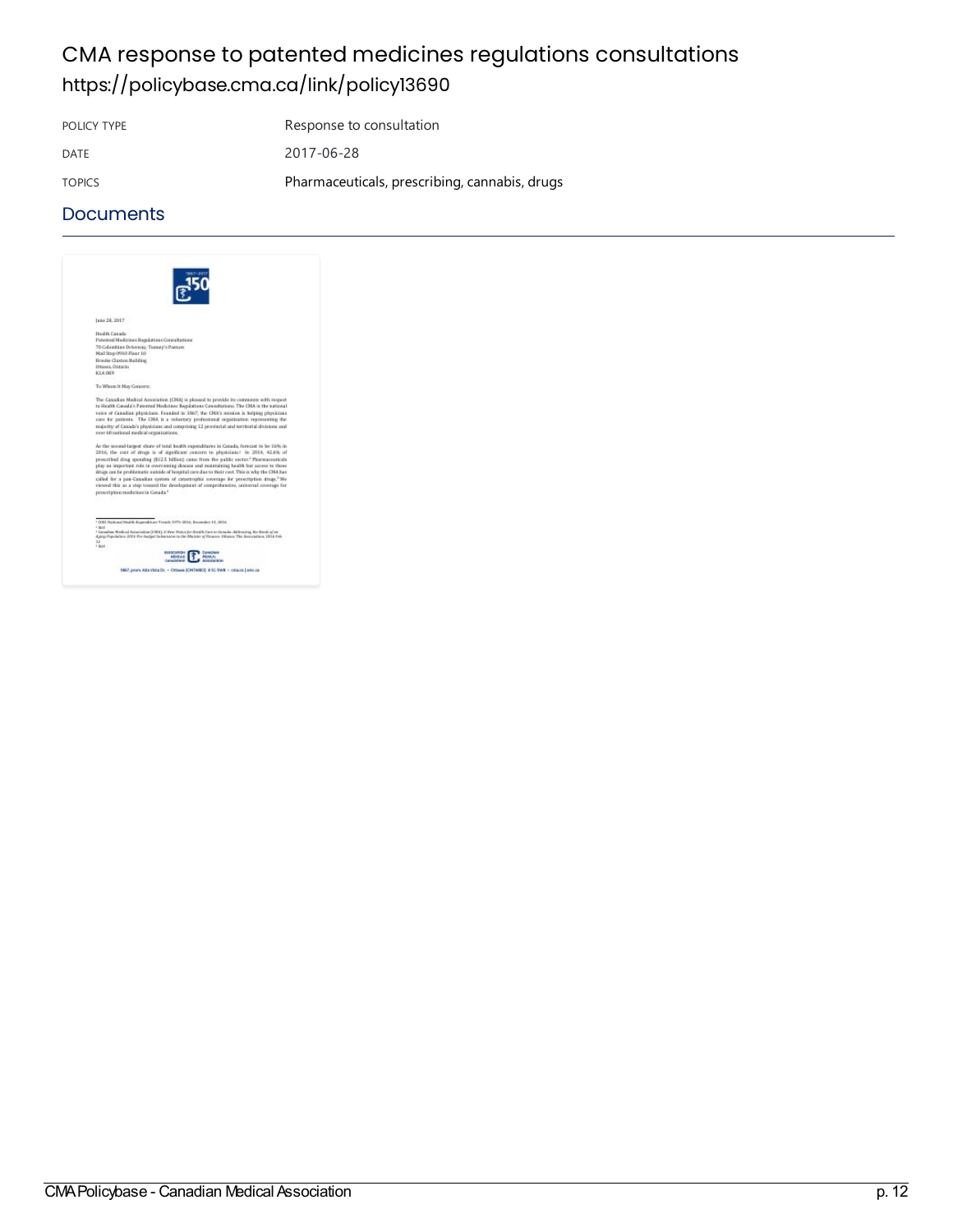# CMA response to patented medicines regulations consultations

https://policybase.cma.ca/link/policy13690

| POLICY TYPE | Response to consultation |
| --- | --- |
| DATE | 2017-06-28 |
| TOPICS | Pharmaceuticals, prescribing, cannabis, drugs |

## Documents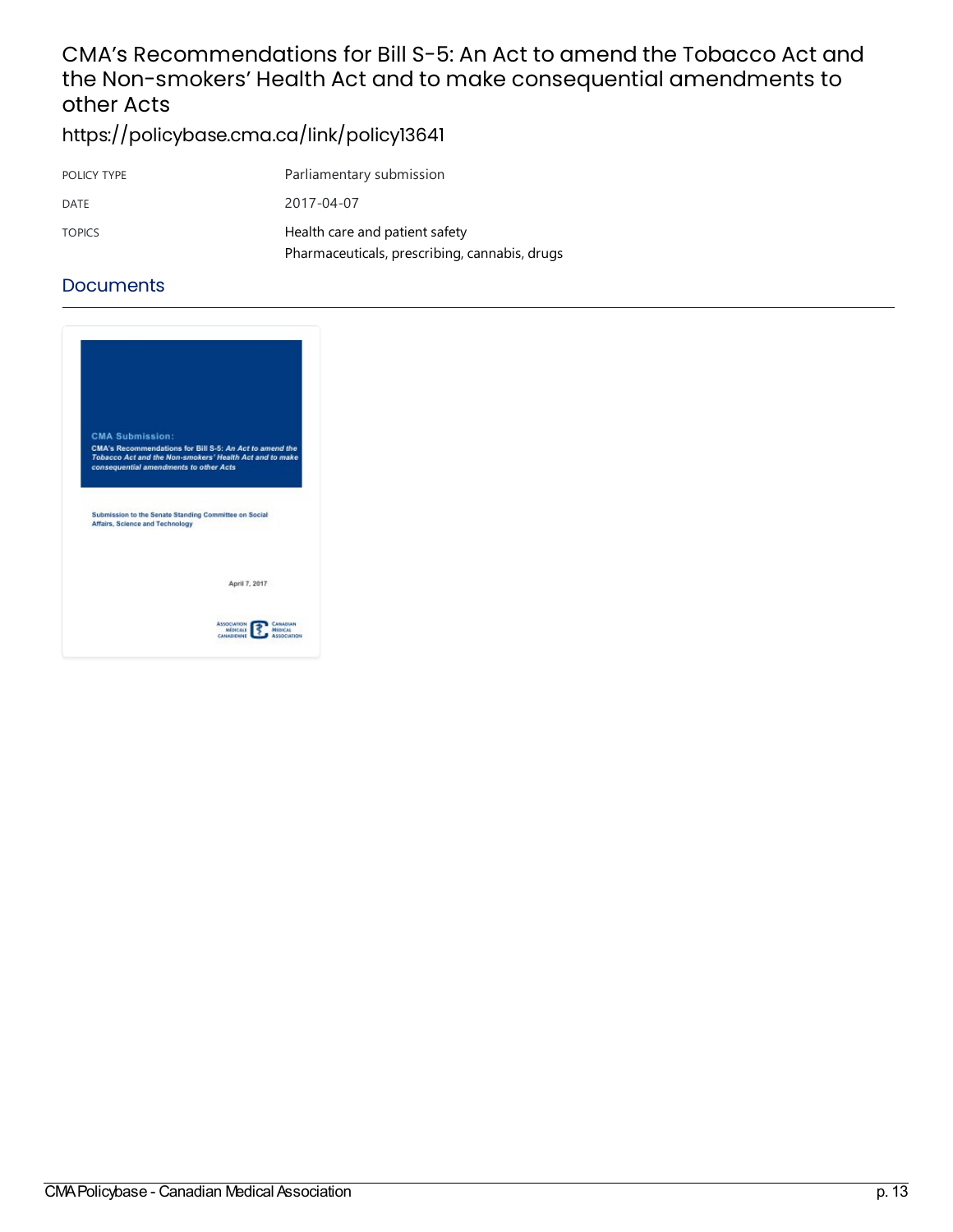# CMA's Recommendations for Bill S-5: An Act to amend the Tobacco Act and the Non-smokers' Health Act and to make consequential amendments to other Acts

https://policybase.cma.ca/link/policy13641

| | |
|---|---|
| POLICY TYPE | Parliamentary submission |
| DATE | 2017-04-07 |
| TOPICS | Health care and patient safety<br>Pharmaceuticals, prescribing, cannabis, drugs |

## Documents

**CMA Submission:**

**CMA's Recommendations for Bill S-5:** ***An Act to amend the Tobacco Act and the Non-smokers' Health Act and to make consequential amendments to other Acts***

**Submission to the Senate Standing Committee on Social Affairs, Science and Technology**

April 7, 2017

Association Médicale Canadienne | Canadian Medical Association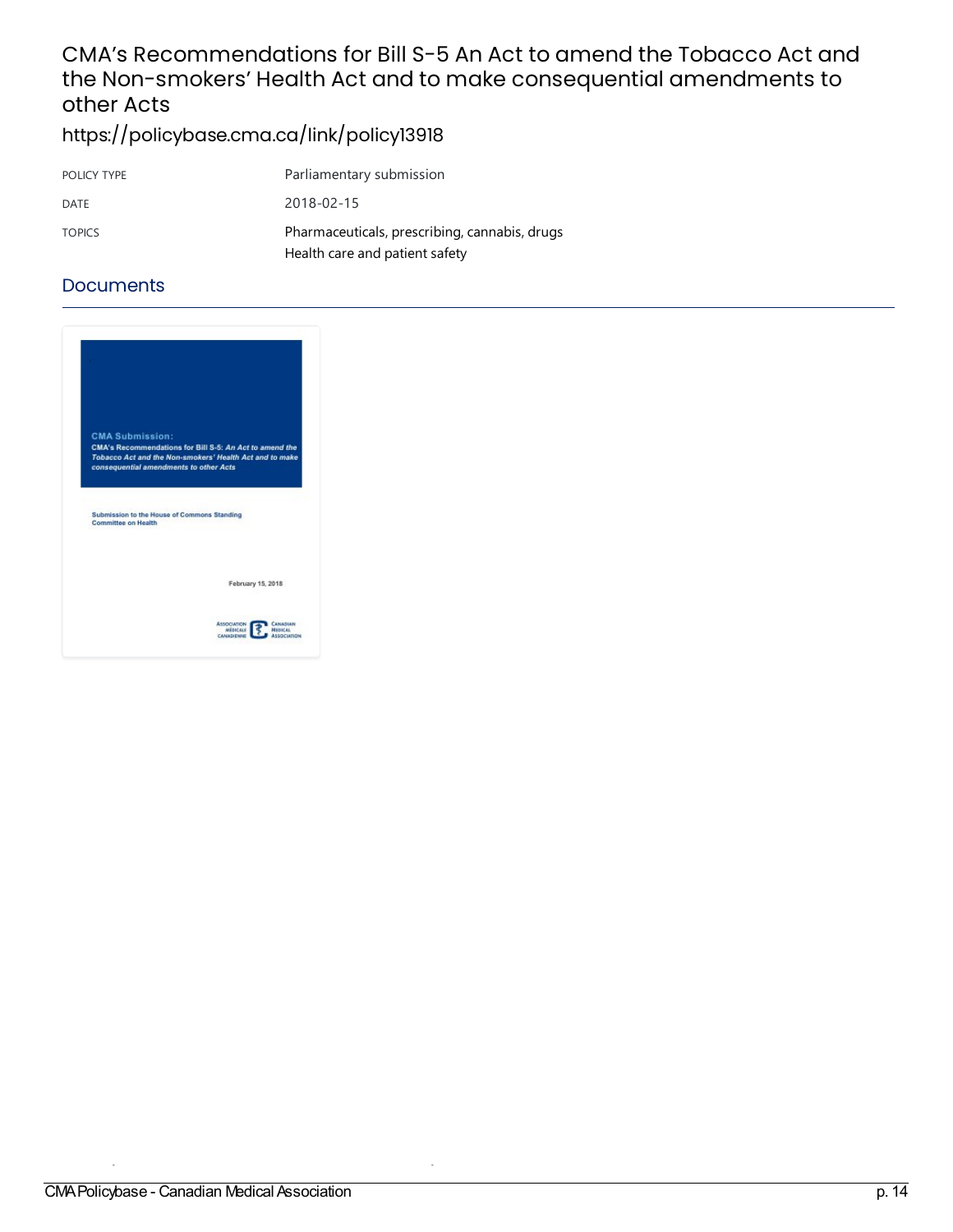# CMA's Recommendations for Bill S-5 An Act to amend the Tobacco Act and the Non-smokers' Health Act and to make consequential amendments to other Acts

https://policybase.cma.ca/link/policy13918

| | |
|---|---|
| POLICY TYPE | Parliamentary submission |
| DATE | 2018-02-15 |
| TOPICS | Pharmaceuticals, prescribing, cannabis, drugs<br>Health care and patient safety |

## Documents

**CMA Submission:**
**CMA's Recommendations for Bill S-5:** ***An Act to amend the Tobacco Act and the Non-smokers' Health Act and to make consequential amendments to other Acts***

Submission to the House of Commons Standing Committee on Health

February 15, 2018

Association Médicale Canadienne | Canadian Medical Association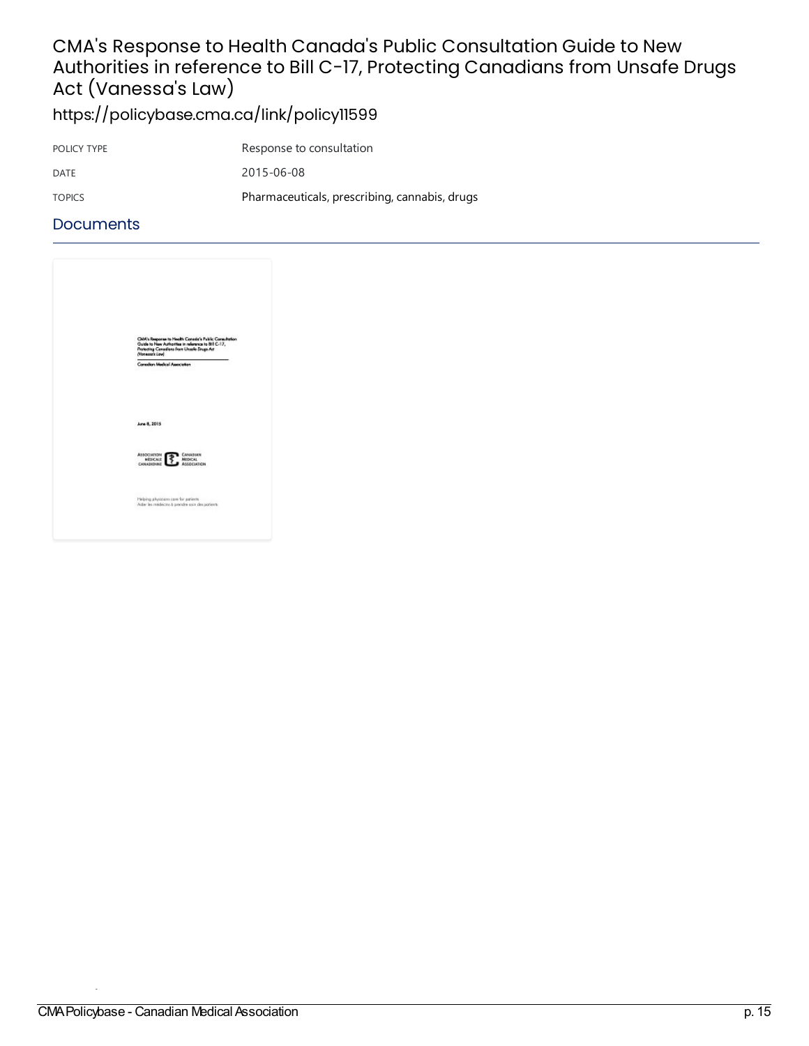# CMA's Response to Health Canada's Public Consultation Guide to New Authorities in reference to Bill C-17, Protecting Canadians from Unsafe Drugs Act (Vanessa's Law)

https://policybase.cma.ca/link/policy11599

| | |
|---|---|
| POLICY TYPE | Response to consultation |
| DATE | 2015-06-08 |
| TOPICS | Pharmaceuticals, prescribing, cannabis, drugs |

## Documents

CMA's Response to Health Canada's Public Consultation Guide to New Authorities in reference to Bill C-17, Protecting Canadians from Unsafe Drugs Act (Vanessa's Law)

Canadian Medical Association

June 8, 2015

ASSOCIATION MÉDICALE CANADIENNE | CANADIAN MEDICAL ASSOCIATION

Helping physicians care for patients
Aider les médecins à prendre soin des patients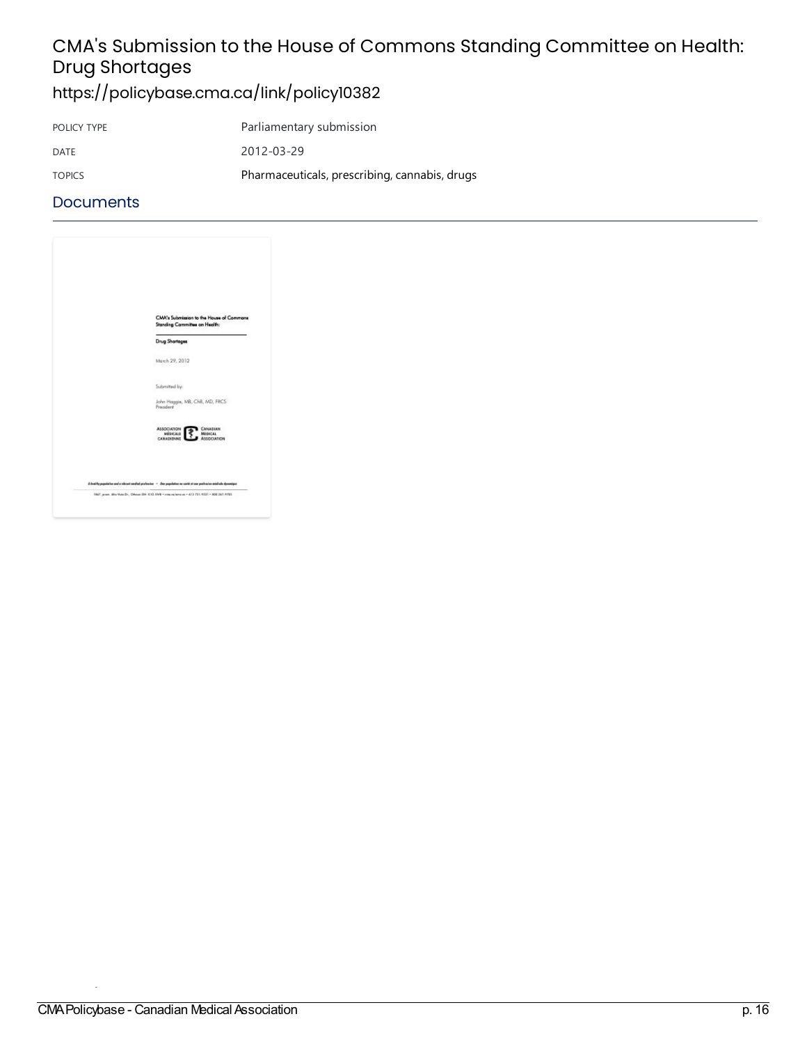# CMA's Submission to the House of Commons Standing Committee on Health: Drug Shortages

https://policybase.cma.ca/link/policy10382

| | |
|---|---|
| POLICY TYPE | Parliamentary submission |
| DATE | 2012-03-29 |
| TOPICS | Pharmaceuticals, prescribing, cannabis, drugs |

## Documents

CMA's Submission to the House of Commons Standing Committee on Health:

Drug Shortages

March 29, 2012

Submitted by:

John Haggie, MB, ChB, MD, FRCS
President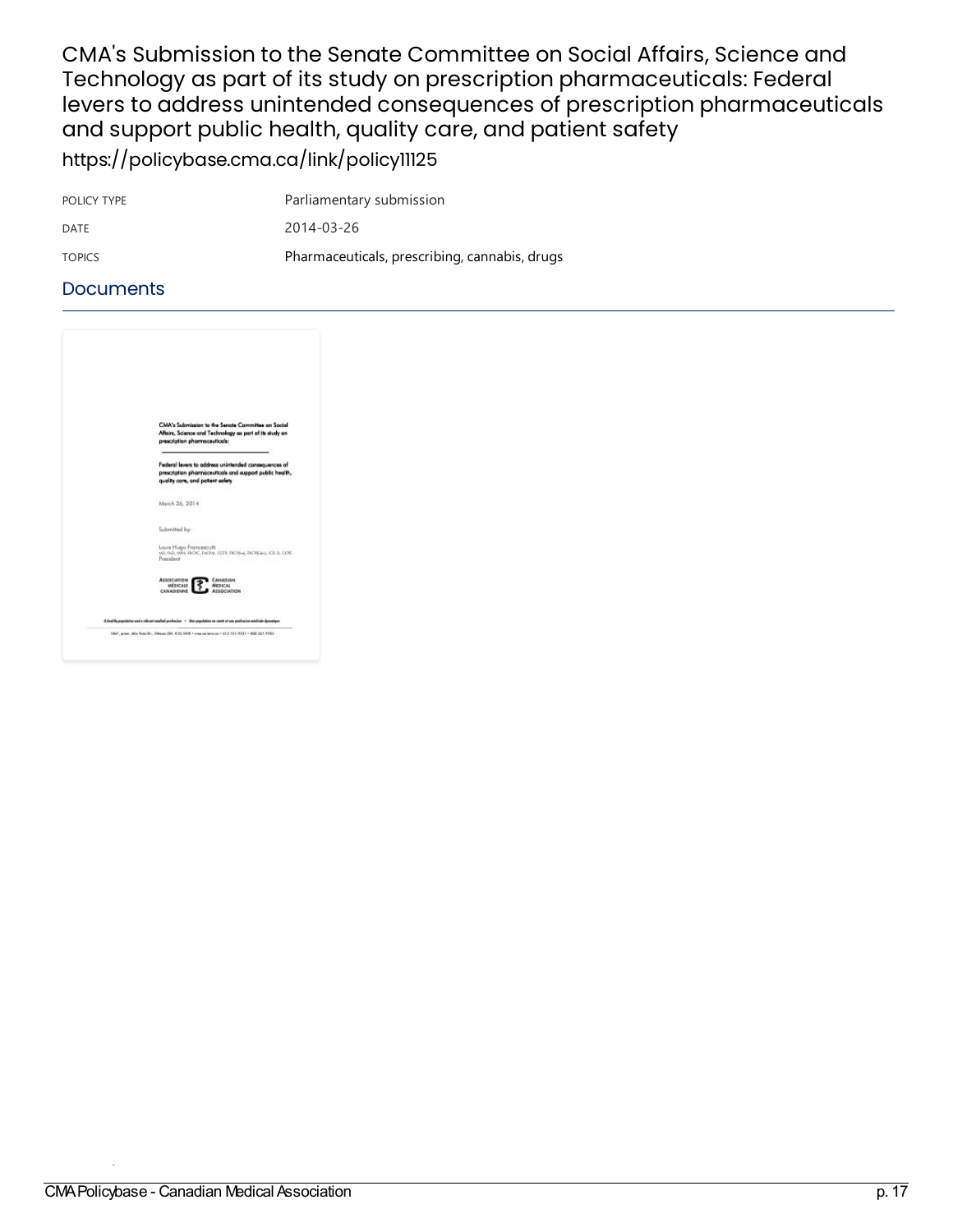# CMA's Submission to the Senate Committee on Social Affairs, Science and Technology as part of its study on prescription pharmaceuticals: Federal levers to address unintended consequences of prescription pharmaceuticals and support public health, quality care, and patient safety

https://policybase.cma.ca/link/policy11125

| | |
|---|---|
| POLICY TYPE | Parliamentary submission |
| DATE | 2014-03-26 |
| TOPICS | Pharmaceuticals, prescribing, cannabis, drugs |

## Documents

CMA's Submission to the Senate Committee on Social Affairs, Science and Technology as part of its study on prescription pharmaceuticals:

Federal levers to address unintended consequences of prescription pharmaceuticals and support public health, quality care, and patient safety

March 26, 2014

Submitted by:

Louis Hugo Francescutti
President

ASSOCIATION MÉDICALE CANADIENNE
CANADIAN MEDICAL ASSOCIATION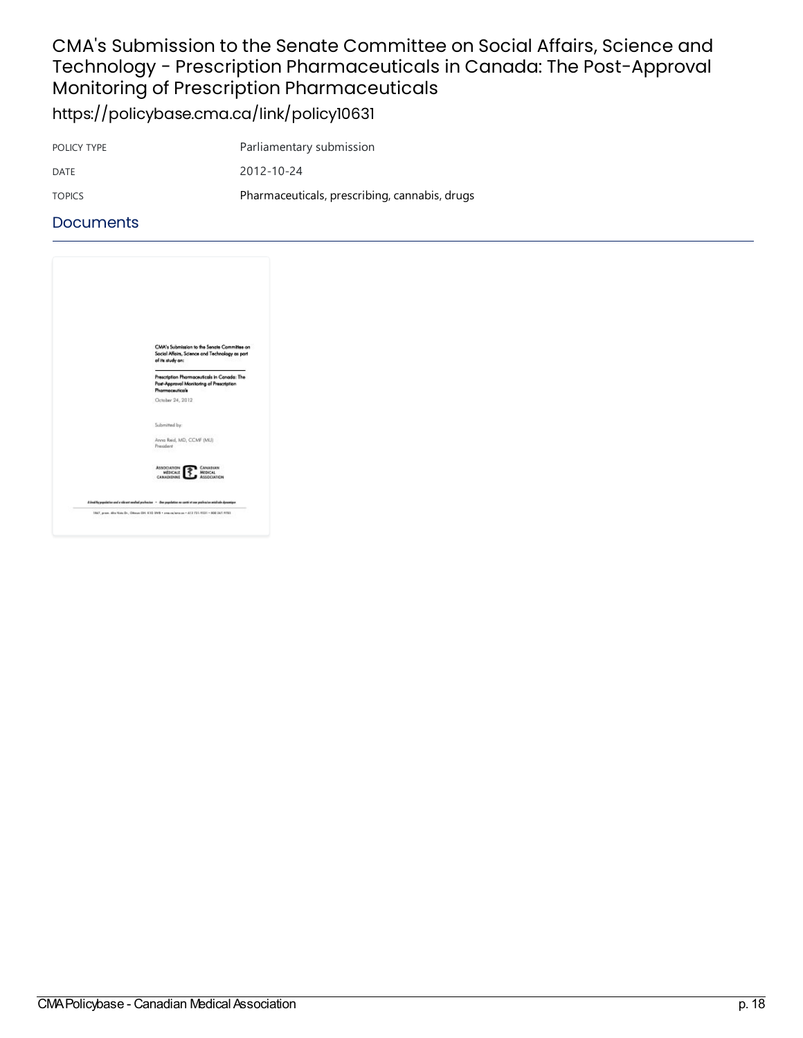# CMA's Submission to the Senate Committee on Social Affairs, Science and Technology - Prescription Pharmaceuticals in Canada: The Post-Approval Monitoring of Prescription Pharmaceuticals

https://policybase.cma.ca/link/policy10631

| | |
|---|---|
| POLICY TYPE | Parliamentary submission |
| DATE | 2012-10-24 |
| TOPICS | Pharmaceuticals, prescribing, cannabis, drugs |

## Documents

CMA's Submission to the Senate Committee on Social Affairs, Science and Technology as part of its study on:

Prescription Pharmaceuticals in Canada: The Post-Approval Monitoring of Prescription Pharmaceuticals

October 24, 2012

Submitted by:

Anna Reid, MD, CCMF (MU)
President

ASSOCIATION MÉDICALE CANADIENNE — CANADIAN MEDICAL ASSOCIATION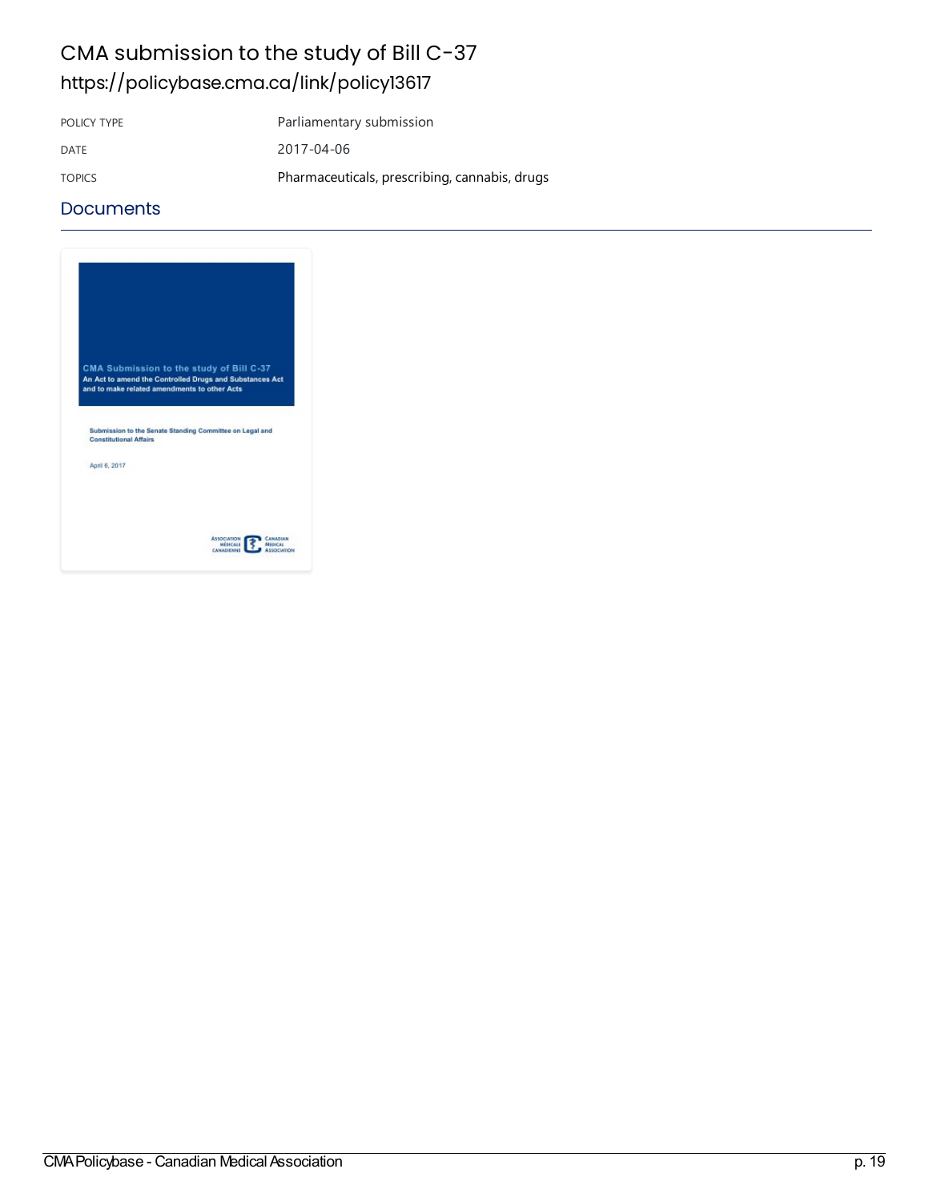# CMA submission to the study of Bill C-37

https://policybase.cma.ca/link/policy13617

| | |
|---|---|
| POLICY TYPE | Parliamentary submission |
| DATE | 2017-04-06 |
| TOPICS | Pharmaceuticals, prescribing, cannabis, drugs |

## Documents

**CMA Submission to the study of Bill C-37**
**An Act to amend the Controlled Drugs and Substances Act and to make related amendments to other Acts**

**Submission to the Senate Standing Committee on Legal and Constitutional Affairs**

April 6, 2017

Association Médicale Canadienne | Canadian Medical Association